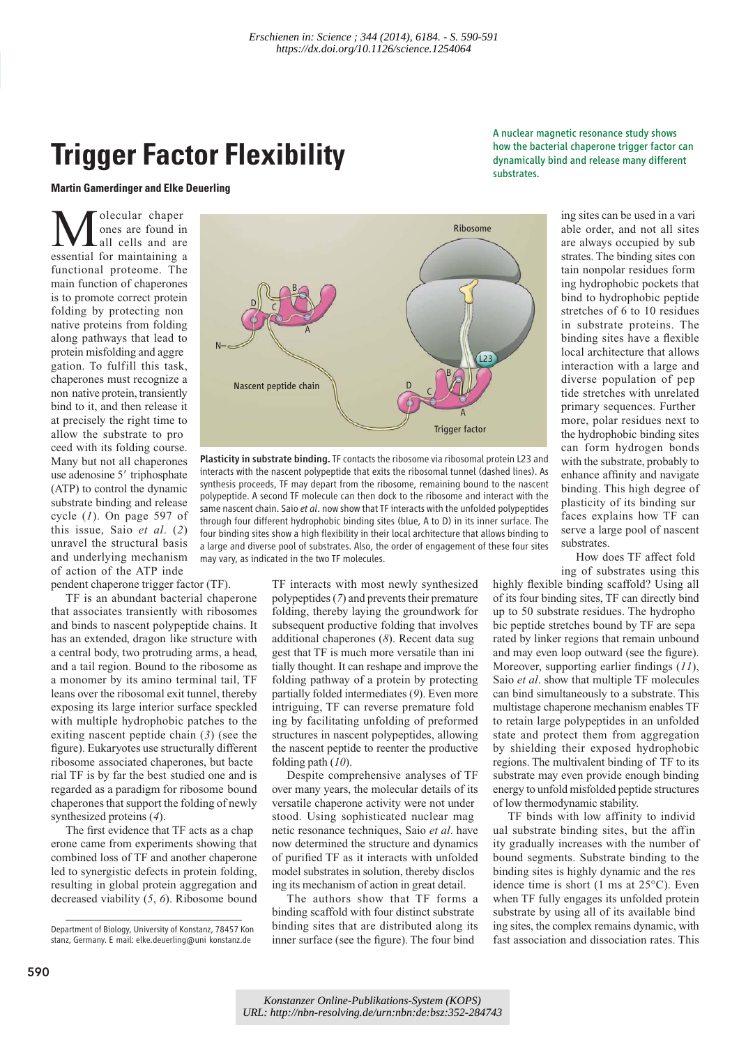*Erschienen in: Science ; 344 (2014), 6184. - S. 590-591*
*https://dx.doi.org/10.1126/science.1254064*

# Trigger Factor Flexibility

A nuclear magnetic resonance study shows how the bacterial chaperone trigger factor can dynamically bind and release many different substrates.

**Martin Gamerdinger and Elke Deuerling**

Molecular chaperones are found in all cells and are essential for maintaining a functional proteome. The main function of chaperones is to promote correct protein folding by protecting non native proteins from folding along pathways that lead to protein misfolding and aggregation. To fulfill this task, chaperones must recognize a non native protein, transiently bind to it, and then release it at precisely the right time to allow the substrate to proceed with its folding course. Many but not all chaperones use adenosine 5′ triphosphate (ATP) to control the dynamic substrate binding and release cycle (*1*). On page 597 of this issue, Saio *et al*. (*2*) unravel the structural basis and underlying mechanism of action of the ATP independent chaperone trigger factor (TF).

TF is an abundant bacterial chaperone that associates transiently with ribosomes and binds to nascent polypeptide chains. It has an extended, dragon like structure with a central body, two protruding arms, a head, and a tail region. Bound to the ribosome as a monomer by its amino terminal tail, TF leans over the ribosomal exit tunnel, thereby exposing its large interior surface speckled with multiple hydrophobic patches to the exiting nascent peptide chain (*3*) (see the figure). Eukaryotes use structurally different ribosome associated chaperones, but bacterial TF is by far the best studied one and is regarded as a paradigm for ribosome bound chaperones that support the folding of newly synthesized proteins (*4*).

The first evidence that TF acts as a chaperone came from experiments showing that combined loss of TF and another chaperone led to synergistic defects in protein folding, resulting in global protein aggregation and decreased viability (*5*, *6*). Ribosome bound TF interacts with most newly synthesized polypeptides (*7*) and prevents their premature folding, thereby laying the groundwork for subsequent productive folding that involves additional chaperones (*8*). Recent data suggest that TF is much more versatile than initially thought. It can reshape and improve the folding pathway of a protein by protecting partially folded intermediates (*9*). Even more intriguing, TF can reverse premature folding by facilitating unfolding of preformed structures in nascent polypeptides, allowing the nascent peptide to reenter the productive folding path (*10*).

**Plasticity in substrate binding.** TF contacts the ribosome via ribosomal protein L23 and interacts with the nascent polypeptide that exits the ribosomal tunnel (dashed lines). As synthesis proceeds, TF may depart from the ribosome, remaining bound to the nascent polypeptide. A second TF molecule can then dock to the ribosome and interact with the same nascent chain. Saio *et al*. now show that TF interacts with the unfolded polypeptides through four different hydrophobic binding sites (blue, A to D) in its inner surface. The four binding sites show a high flexibility in their local architecture that allows binding to a large and diverse pool of substrates. Also, the order of engagement of these four sites may vary, as indicated in the two TF molecules.

Despite comprehensive analyses of TF over many years, the molecular details of its versatile chaperone activity were not understood. Using sophisticated nuclear magnetic resonance techniques, Saio *et al*. have now determined the structure and dynamics of purified TF as it interacts with unfolded model substrates in solution, thereby disclosing its mechanism of action in great detail.

The authors show that TF forms a binding scaffold with four distinct substrate binding sites that are distributed along its inner surface (see the figure). The four binding sites can be used in a variable order, and not all sites are always occupied by substrates. The binding sites contain nonpolar residues forming hydrophobic pockets that bind to hydrophobic peptide stretches of 6 to 10 residues in substrate proteins. The binding sites have a flexible local architecture that allows interaction with a large and diverse population of peptide stretches with unrelated primary sequences. Furthermore, polar residues next to the hydrophobic binding sites can form hydrogen bonds with the substrate, probably to enhance affinity and navigate binding. This high degree of plasticity of its binding surfaces explains how TF can serve a large pool of nascent substrates.

How does TF affect folding of substrates using this highly flexible binding scaffold? Using all of its four binding sites, TF can directly bind up to 50 substrate residues. The hydrophobic peptide stretches bound by TF are separated by linker regions that remain unbound and may even loop outward (see the figure). Moreover, supporting earlier findings (*11*), Saio *et al*. show that multiple TF molecules can bind simultaneously to a substrate. This multistage chaperone mechanism enables TF to retain large polypeptides in an unfolded state and protect them from aggregation by shielding their exposed hydrophobic regions. The multivalent binding of TF to its substrate may even provide enough binding energy to unfold misfolded peptide structures of low thermodynamic stability.

TF binds with low affinity to individual substrate binding sites, but the affinity gradually increases with the number of bound segments. Substrate binding to the binding sites is highly dynamic and the residence time is short (1 ms at 25°C). Even when TF fully engages its unfolded protein substrate by using all of its available binding sites, the complex remains dynamic, with fast association and dissociation rates. This

Department of Biology, University of Konstanz, 78457 Konstanz, Germany. E mail: elke.deuerling@uni konstanz.de

*Konstanzer Online-Publikations-System (KOPS)*
*URL: http://nbn-resolving.de/urn:nbn:de:bsz:352-284743*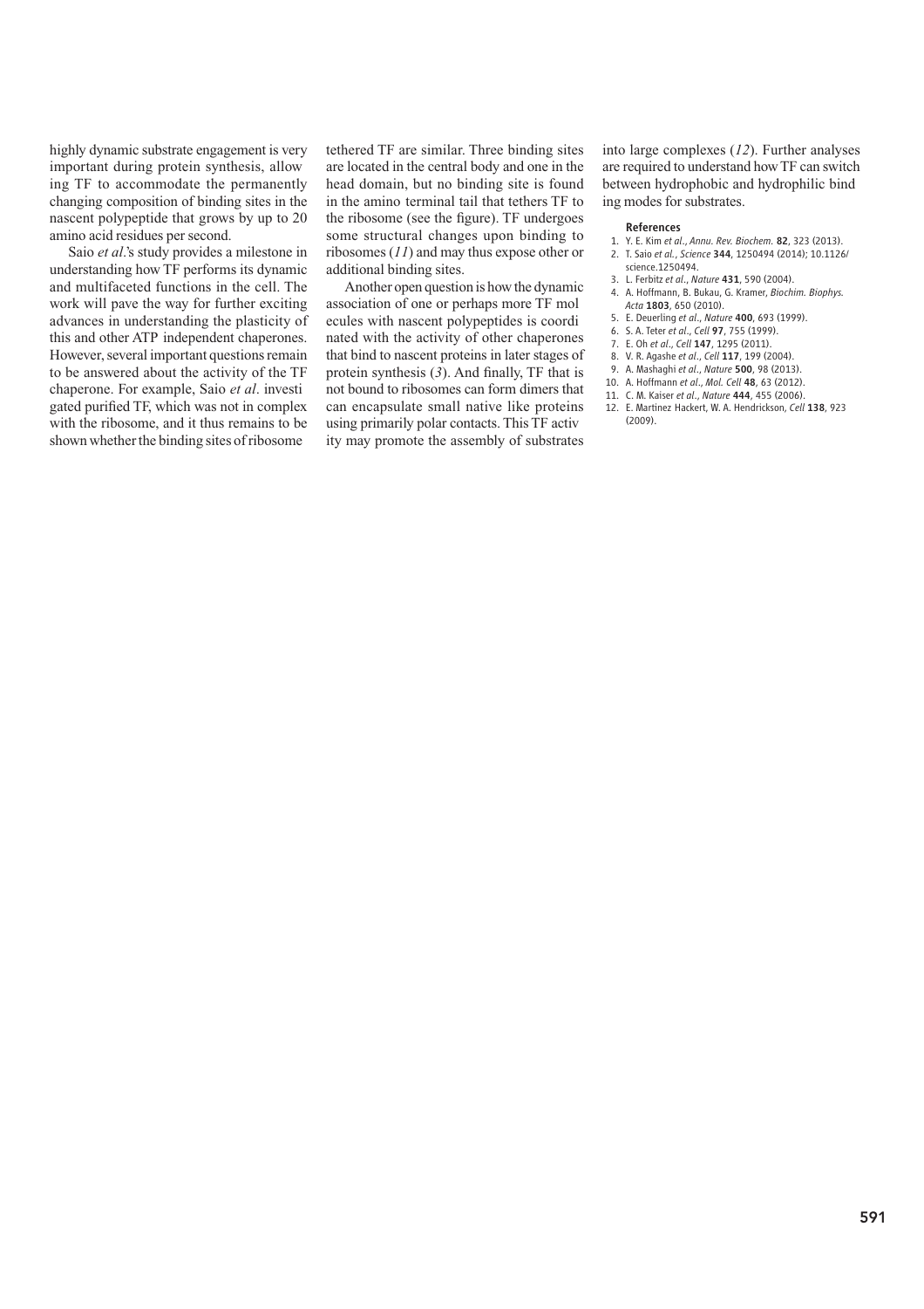highly dynamic substrate engagement is very important during protein synthesis, allowing TF to accommodate the permanently changing composition of binding sites in the nascent polypeptide that grows by up to 20 amino acid residues per second.

Saio *et al.*'s study provides a milestone in understanding how TF performs its dynamic and multifaceted functions in the cell. The work will pave the way for further exciting advances in understanding the plasticity of this and other ATP independent chaperones. However, several important questions remain to be answered about the activity of the TF chaperone. For example, Saio *et al*. investigated purified TF, which was not in complex with the ribosome, and it thus remains to be shown whether the binding sites of ribosome tethered TF are similar. Three binding sites are located in the central body and one in the head domain, but no binding site is found in the amino terminal tail that tethers TF to the ribosome (see the figure). TF undergoes some structural changes upon binding to ribosomes (*11*) and may thus expose other or additional binding sites.

Another open question is how the dynamic association of one or perhaps more TF molecules with nascent polypeptides is coordinated with the activity of other chaperones that bind to nascent proteins in later stages of protein synthesis (*3*). And finally, TF that is not bound to ribosomes can form dimers that can encapsulate small native like proteins using primarily polar contacts. This TF activity may promote the assembly of substrates into large complexes (*12*). Further analyses are required to understand how TF can switch between hydrophobic and hydrophilic binding modes for substrates.

### References

1. Y. E. Kim *et al.*, *Annu. Rev. Biochem.* **82**, 323 (2013).
2. T. Saio *et al.*, *Science* **344**, 1250494 (2014); 10.1126/science.1250494.
3. L. Ferbitz *et al.*, *Nature* **431**, 590 (2004).
4. A. Hoffmann, B. Bukau, G. Kramer, *Biochim. Biophys. Acta* **1803**, 650 (2010).
5. E. Deuerling *et al.*, *Nature* **400**, 693 (1999).
6. S. A. Teter *et al.*, *Cell* **97**, 755 (1999).
7. E. Oh *et al.*, *Cell* **147**, 1295 (2011).
8. V. R. Agashe *et al.*, *Cell* **117**, 199 (2004).
9. A. Mashaghi *et al.*, *Nature* **500**, 98 (2013).
10. A. Hoffmann *et al.*, *Mol. Cell* **48**, 63 (2012).
11. C. M. Kaiser *et al.*, *Nature* **444**, 455 (2006).
12. E. Martinez Hackert, W. A. Hendrickson, *Cell* **138**, 923 (2009).